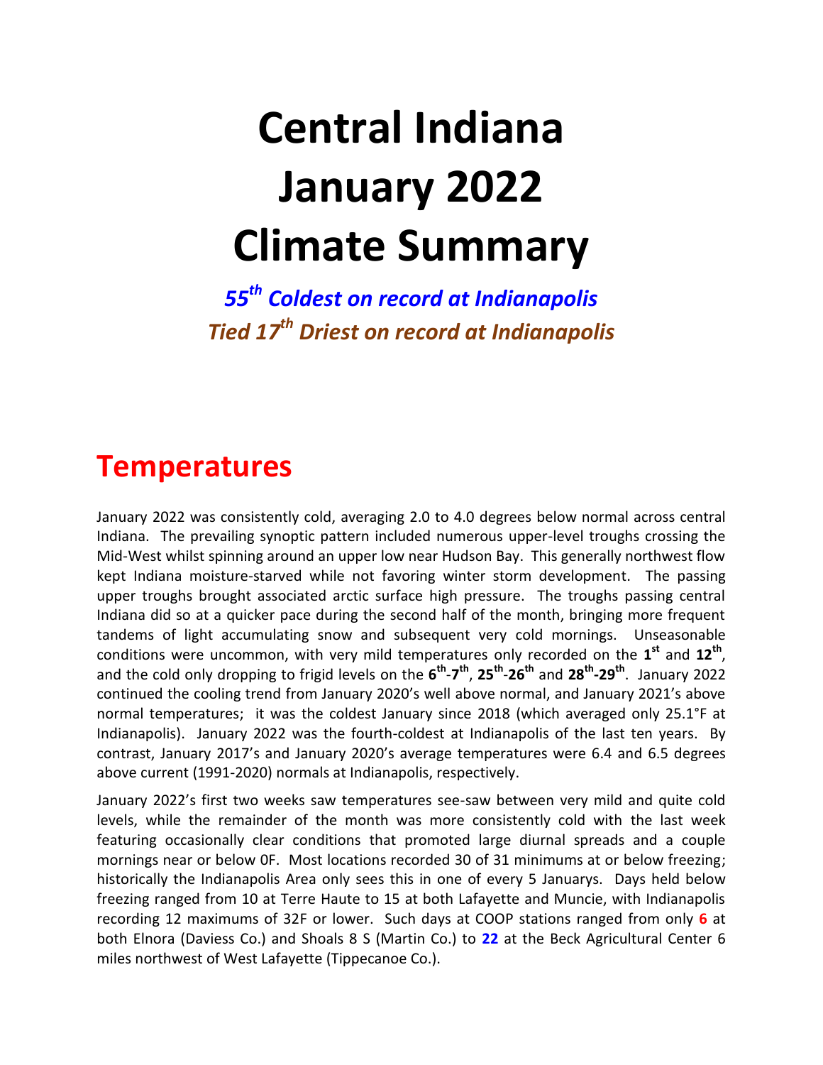# Central Indiana January 2022 Climate Summary

***55th Coldest on record at Indianapolis***

***Tied 17th Driest on record at Indianapolis***

## Temperatures

January 2022 was consistently cold, averaging 2.0 to 4.0 degrees below normal across central Indiana. The prevailing synoptic pattern included numerous upper-level troughs crossing the Mid-West whilst spinning around an upper low near Hudson Bay. This generally northwest flow kept Indiana moisture-starved while not favoring winter storm development. The passing upper troughs brought associated arctic surface high pressure. The troughs passing central Indiana did so at a quicker pace during the second half of the month, bringing more frequent tandems of light accumulating snow and subsequent very cold mornings. Unseasonable conditions were uncommon, with very mild temperatures only recorded on the **1st** and **12th**, and the cold only dropping to frigid levels on the **6th-7th**, **25th-26th** and **28th-29th**. January 2022 continued the cooling trend from January 2020's well above normal, and January 2021's above normal temperatures; it was the coldest January since 2018 (which averaged only 25.1°F at Indianapolis). January 2022 was the fourth-coldest at Indianapolis of the last ten years. By contrast, January 2017's and January 2020's average temperatures were 6.4 and 6.5 degrees above current (1991-2020) normals at Indianapolis, respectively.

January 2022's first two weeks saw temperatures see-saw between very mild and quite cold levels, while the remainder of the month was more consistently cold with the last week featuring occasionally clear conditions that promoted large diurnal spreads and a couple mornings near or below 0F. Most locations recorded 30 of 31 minimums at or below freezing; historically the Indianapolis Area only sees this in one of every 5 Januarys. Days held below freezing ranged from 10 at Terre Haute to 15 at both Lafayette and Muncie, with Indianapolis recording 12 maximums of 32F or lower. Such days at COOP stations ranged from only **6** at both Elnora (Daviess Co.) and Shoals 8 S (Martin Co.) to **22** at the Beck Agricultural Center 6 miles northwest of West Lafayette (Tippecanoe Co.).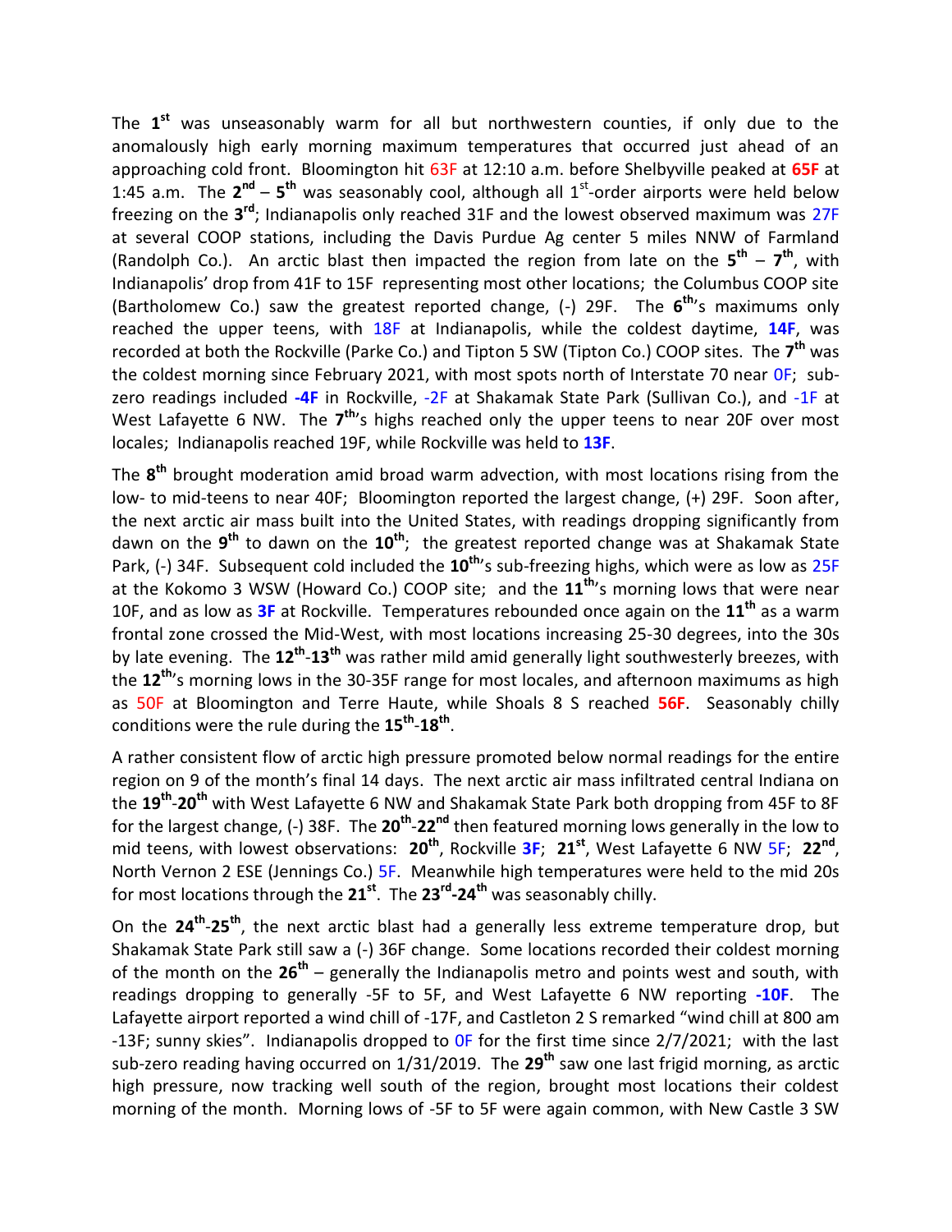The 1st was unseasonably warm for all but northwestern counties, if only due to the anomalously high early morning maximum temperatures that occurred just ahead of an approaching cold front. Bloomington hit 63F at 12:10 a.m. before Shelbyville peaked at **65F** at 1:45 a.m. The **2nd** – **5th** was seasonably cool, although all 1st-order airports were held below freezing on the **3rd**; Indianapolis only reached 31F and the lowest observed maximum was 27F at several COOP stations, including the Davis Purdue Ag center 5 miles NNW of Farmland (Randolph Co.). An arctic blast then impacted the region from late on the **5th** – **7th**, with Indianapolis' drop from 41F to 15F representing most other locations; the Columbus COOP site (Bartholomew Co.) saw the greatest reported change, (-) 29F. The **6th**'s maximums only reached the upper teens, with 18F at Indianapolis, while the coldest daytime, **14F**, was recorded at both the Rockville (Parke Co.) and Tipton 5 SW (Tipton Co.) COOP sites. The **7th** was the coldest morning since February 2021, with most spots north of Interstate 70 near 0F; sub-zero readings included **-4F** in Rockville, -2F at Shakamak State Park (Sullivan Co.), and -1F at West Lafayette 6 NW. The **7th**'s highs reached only the upper teens to near 20F over most locales; Indianapolis reached 19F, while Rockville was held to **13F**.

The **8th** brought moderation amid broad warm advection, with most locations rising from the low- to mid-teens to near 40F; Bloomington reported the largest change, (+) 29F. Soon after, the next arctic air mass built into the United States, with readings dropping significantly from dawn on the **9th** to dawn on the **10th**; the greatest reported change was at Shakamak State Park, (-) 34F. Subsequent cold included the **10th**'s sub-freezing highs, which were as low as 25F at the Kokomo 3 WSW (Howard Co.) COOP site; and the **11th**'s morning lows that were near 10F, and as low as **3F** at Rockville. Temperatures rebounded once again on the **11th** as a warm frontal zone crossed the Mid-West, with most locations increasing 25-30 degrees, into the 30s by late evening. The **12th**-**13th** was rather mild amid generally light southwesterly breezes, with the **12th**'s morning lows in the 30-35F range for most locales, and afternoon maximums as high as 50F at Bloomington and Terre Haute, while Shoals 8 S reached **56F**. Seasonably chilly conditions were the rule during the **15th**-**18th**.

A rather consistent flow of arctic high pressure promoted below normal readings for the entire region on 9 of the month's final 14 days. The next arctic air mass infiltrated central Indiana on the **19th**-**20th** with West Lafayette 6 NW and Shakamak State Park both dropping from 45F to 8F for the largest change, (-) 38F. The **20th**-**22nd** then featured morning lows generally in the low to mid teens, with lowest observations: **20th**, Rockville **3F**; **21st**, West Lafayette 6 NW 5F; **22nd**, North Vernon 2 ESE (Jennings Co.) 5F. Meanwhile high temperatures were held to the mid 20s for most locations through the **21st**. The **23rd**-**24th** was seasonably chilly.

On the **24th**-**25th**, the next arctic blast had a generally less extreme temperature drop, but Shakamak State Park still saw a (-) 36F change. Some locations recorded their coldest morning of the month on the **26th** – generally the Indianapolis metro and points west and south, with readings dropping to generally -5F to 5F, and West Lafayette 6 NW reporting **-10F**. The Lafayette airport reported a wind chill of -17F, and Castleton 2 S remarked "wind chill at 800 am -13F; sunny skies". Indianapolis dropped to 0F for the first time since 2/7/2021; with the last sub-zero reading having occurred on 1/31/2019. The **29th** saw one last frigid morning, as arctic high pressure, now tracking well south of the region, brought most locations their coldest morning of the month. Morning lows of -5F to 5F were again common, with New Castle 3 SW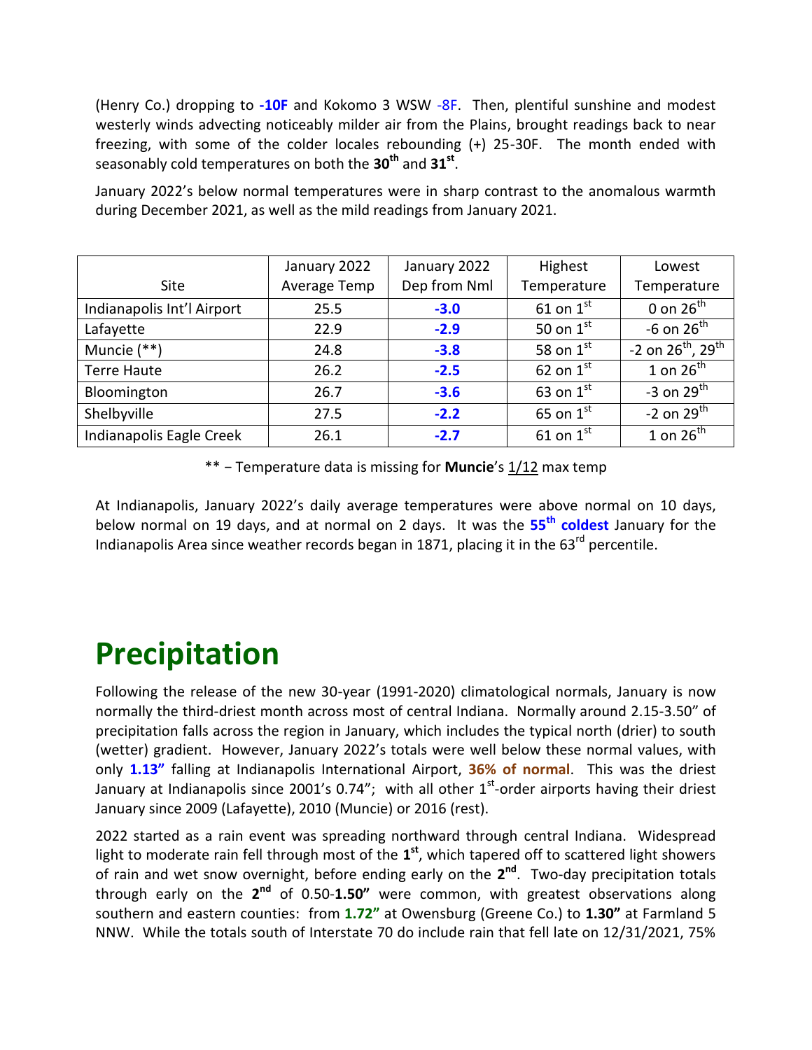(Henry Co.) dropping to **-10F** and Kokomo 3 WSW -8F. Then, plentiful sunshine and modest westerly winds advecting noticeably milder air from the Plains, brought readings back to near freezing, with some of the colder locales rebounding (+) 25-30F. The month ended with seasonably cold temperatures on both the **30th** and **31st**.

January 2022's below normal temperatures were in sharp contrast to the anomalous warmth during December 2021, as well as the mild readings from January 2021.

| Site | January 2022 Average Temp | January 2022 Dep from Nml | Highest Temperature | Lowest Temperature |
|---|---|---|---|---|
| Indianapolis Int'l Airport | 25.5 | **-3.0** | 61 on 1st | 0 on 26th |
| Lafayette | 22.9 | **-2.9** | 50 on 1st | -6 on 26th |
| Muncie (**) | 24.8 | **-3.8** | 58 on 1st | -2 on 26th, 29th |
| Terre Haute | 26.2 | **-2.5** | 62 on 1st | 1 on 26th |
| Bloomington | 26.7 | **-3.6** | 63 on 1st | -3 on 29th |
| Shelbyville | 27.5 | **-2.2** | 65 on 1st | -2 on 29th |
| Indianapolis Eagle Creek | 26.1 | **-2.7** | 61 on 1st | 1 on 26th |

** – Temperature data is missing for **Muncie**'s 1/12 max temp

At Indianapolis, January 2022's daily average temperatures were above normal on 10 days, below normal on 19 days, and at normal on 2 days. It was the **55th coldest** January for the Indianapolis Area since weather records began in 1871, placing it in the 63rd percentile.

# Precipitation

Following the release of the new 30-year (1991-2020) climatological normals, January is now normally the third-driest month across most of central Indiana. Normally around 2.15-3.50" of precipitation falls across the region in January, which includes the typical north (drier) to south (wetter) gradient. However, January 2022's totals were well below these normal values, with only **1.13"** falling at Indianapolis International Airport, **36% of normal**. This was the driest January at Indianapolis since 2001's 0.74"; with all other 1st-order airports having their driest January since 2009 (Lafayette), 2010 (Muncie) or 2016 (rest).

2022 started as a rain event was spreading northward through central Indiana. Widespread light to moderate rain fell through most of the **1st**, which tapered off to scattered light showers of rain and wet snow overnight, before ending early on the **2nd**. Two-day precipitation totals through early on the **2nd** of 0.50-**1.50"** were common, with greatest observations along southern and eastern counties: from **1.72"** at Owensburg (Greene Co.) to **1.30"** at Farmland 5 NNW. While the totals south of Interstate 70 do include rain that fell late on 12/31/2021, 75%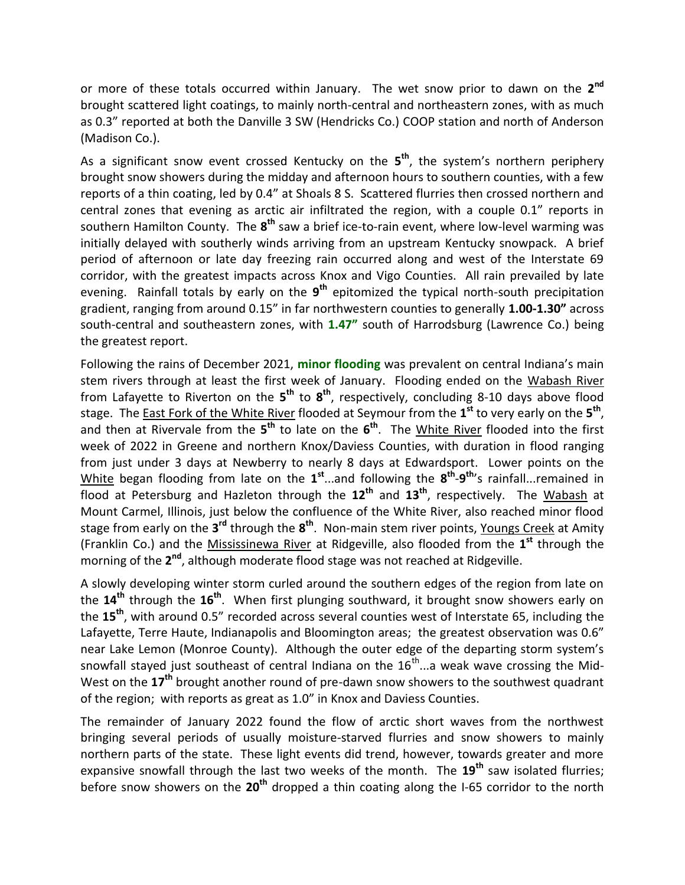or more of these totals occurred within January. The wet snow prior to dawn on the **2nd** brought scattered light coatings, to mainly north-central and northeastern zones, with as much as 0.3" reported at both the Danville 3 SW (Hendricks Co.) COOP station and north of Anderson (Madison Co.).

As a significant snow event crossed Kentucky on the **5th**, the system's northern periphery brought snow showers during the midday and afternoon hours to southern counties, with a few reports of a thin coating, led by 0.4" at Shoals 8 S. Scattered flurries then crossed northern and central zones that evening as arctic air infiltrated the region, with a couple 0.1" reports in southern Hamilton County. The **8th** saw a brief ice-to-rain event, where low-level warming was initially delayed with southerly winds arriving from an upstream Kentucky snowpack. A brief period of afternoon or late day freezing rain occurred along and west of the Interstate 69 corridor, with the greatest impacts across Knox and Vigo Counties. All rain prevailed by late evening. Rainfall totals by early on the **9th** epitomized the typical north-south precipitation gradient, ranging from around 0.15" in far northwestern counties to generally **1.00-1.30"** across south-central and southeastern zones, with **1.47"** south of Harrodsburg (Lawrence Co.) being the greatest report.

Following the rains of December 2021, **minor flooding** was prevalent on central Indiana's main stem rivers through at least the first week of January. Flooding ended on the Wabash River from Lafayette to Riverton on the **5th** to **8th**, respectively, concluding 8-10 days above flood stage. The East Fork of the White River flooded at Seymour from the **1st** to very early on the **5th**, and then at Rivervale from the **5th** to late on the **6th**. The White River flooded into the first week of 2022 in Greene and northern Knox/Daviess Counties, with duration in flood ranging from just under 3 days at Newberry to nearly 8 days at Edwardsport. Lower points on the White began flooding from late on the **1st**...and following the **8th-9th**'s rainfall...remained in flood at Petersburg and Hazleton through the **12th** and **13th**, respectively. The Wabash at Mount Carmel, Illinois, just below the confluence of the White River, also reached minor flood stage from early on the **3rd** through the **8th**. Non-main stem river points, Youngs Creek at Amity (Franklin Co.) and the Mississinewa River at Ridgeville, also flooded from the **1st** through the morning of the **2nd**, although moderate flood stage was not reached at Ridgeville.

A slowly developing winter storm curled around the southern edges of the region from late on the **14th** through the **16th**. When first plunging southward, it brought snow showers early on the **15th**, with around 0.5" recorded across several counties west of Interstate 65, including the Lafayette, Terre Haute, Indianapolis and Bloomington areas; the greatest observation was 0.6" near Lake Lemon (Monroe County). Although the outer edge of the departing storm system's snowfall stayed just southeast of central Indiana on the 16th...a weak wave crossing the Mid-West on the **17th** brought another round of pre-dawn snow showers to the southwest quadrant of the region; with reports as great as 1.0" in Knox and Daviess Counties.

The remainder of January 2022 found the flow of arctic short waves from the northwest bringing several periods of usually moisture-starved flurries and snow showers to mainly northern parts of the state. These light events did trend, however, towards greater and more expansive snowfall through the last two weeks of the month. The **19th** saw isolated flurries; before snow showers on the **20th** dropped a thin coating along the I-65 corridor to the north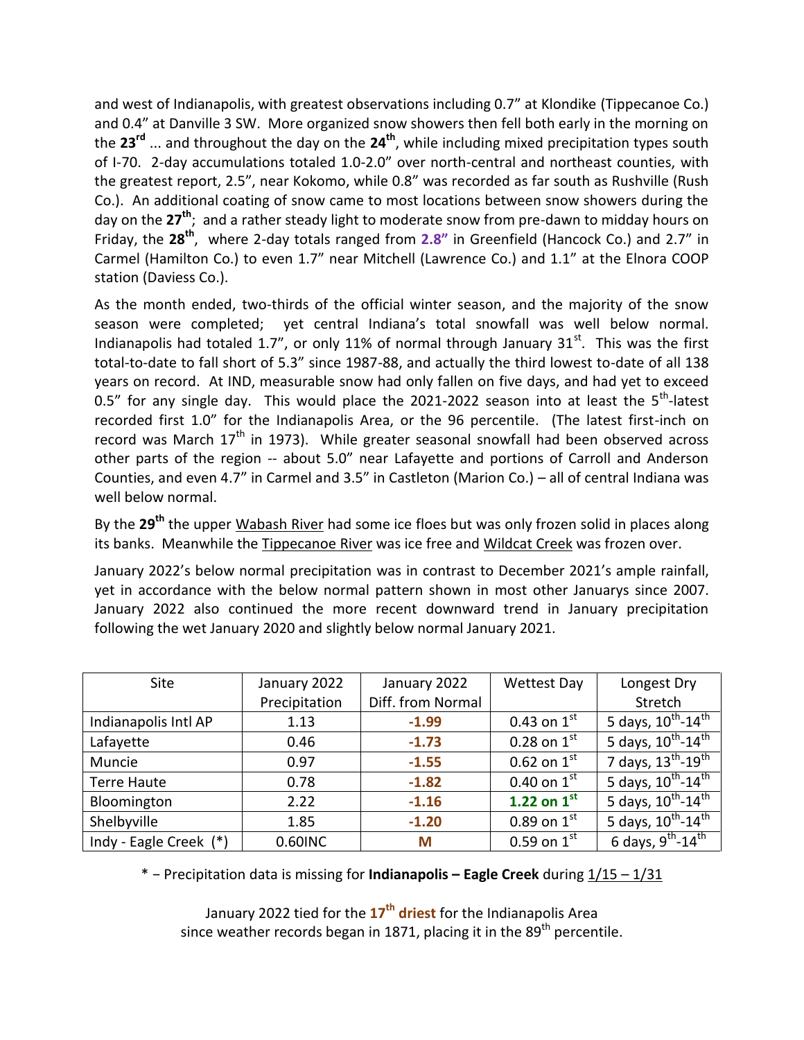and west of Indianapolis, with greatest observations including 0.7" at Klondike (Tippecanoe Co.) and 0.4" at Danville 3 SW. More organized snow showers then fell both early in the morning on the **23rd** ... and throughout the day on the **24th**, while including mixed precipitation types south of I-70. 2-day accumulations totaled 1.0-2.0" over north-central and northeast counties, with the greatest report, 2.5", near Kokomo, while 0.8" was recorded as far south as Rushville (Rush Co.). An additional coating of snow came to most locations between snow showers during the day on the **27th**; and a rather steady light to moderate snow from pre-dawn to midday hours on Friday, the **28th**, where 2-day totals ranged from **2.8"** in Greenfield (Hancock Co.) and 2.7" in Carmel (Hamilton Co.) to even 1.7" near Mitchell (Lawrence Co.) and 1.1" at the Elnora COOP station (Daviess Co.).

As the month ended, two-thirds of the official winter season, and the majority of the snow season were completed; yet central Indiana's total snowfall was well below normal. Indianapolis had totaled 1.7", or only 11% of normal through January 31st. This was the first total-to-date to fall short of 5.3" since 1987-88, and actually the third lowest to-date of all 138 years on record. At IND, measurable snow had only fallen on five days, and had yet to exceed 0.5" for any single day. This would place the 2021-2022 season into at least the 5th-latest recorded first 1.0" for the Indianapolis Area, or the 96 percentile. (The latest first-inch on record was March 17th in 1973). While greater seasonal snowfall had been observed across other parts of the region -- about 5.0" near Lafayette and portions of Carroll and Anderson Counties, and even 4.7" in Carmel and 3.5" in Castleton (Marion Co.) – all of central Indiana was well below normal.

By the **29th** the upper Wabash River had some ice floes but was only frozen solid in places along its banks. Meanwhile the Tippecanoe River was ice free and Wildcat Creek was frozen over.

January 2022's below normal precipitation was in contrast to December 2021's ample rainfall, yet in accordance with the below normal pattern shown in most other Januarys since 2007. January 2022 also continued the more recent downward trend in January precipitation following the wet January 2020 and slightly below normal January 2021.

| Site | January 2022 Precipitation | January 2022 Diff. from Normal | Wettest Day | Longest Dry Stretch |
|---|---|---|---|---|
| Indianapolis Intl AP | 1.13 | **-1.99** | 0.43 on 1st | 5 days, 10th-14th |
| Lafayette | 0.46 | **-1.73** | 0.28 on 1st | 5 days, 10th-14th |
| Muncie | 0.97 | **-1.55** | 0.62 on 1st | 7 days, 13th-19th |
| Terre Haute | 0.78 | **-1.82** | 0.40 on 1st | 5 days, 10th-14th |
| Bloomington | 2.22 | **-1.16** | **1.22 on 1st** | 5 days, 10th-14th |
| Shelbyville | 1.85 | **-1.20** | 0.89 on 1st | 5 days, 10th-14th |
| Indy - Eagle Creek (*) | 0.60INC | **M** | 0.59 on 1st | 6 days, 9th-14th |

* – Precipitation data is missing for **Indianapolis – Eagle Creek** during 1/15 – 1/31

January 2022 tied for the **17th driest** for the Indianapolis Area since weather records began in 1871, placing it in the 89th percentile.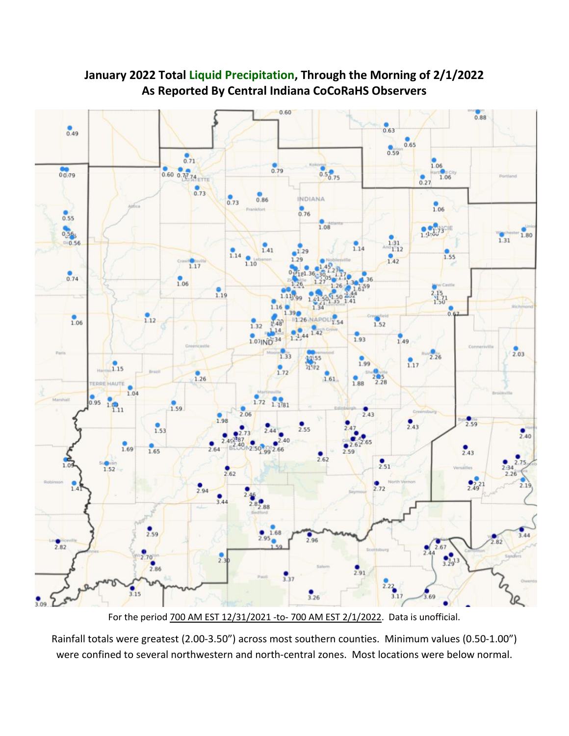## January 2022 Total Liquid Precipitation, Through the Morning of 2/1/2022
## As Reported By Central Indiana CoCoRaHS Observers

For the period 700 AM EST 12/31/2021 -to- 700 AM EST 2/1/2022. Data is unofficial.

Rainfall totals were greatest (2.00-3.50") across most southern counties. Minimum values (0.50-1.00") were confined to several northwestern and north-central zones. Most locations were below normal.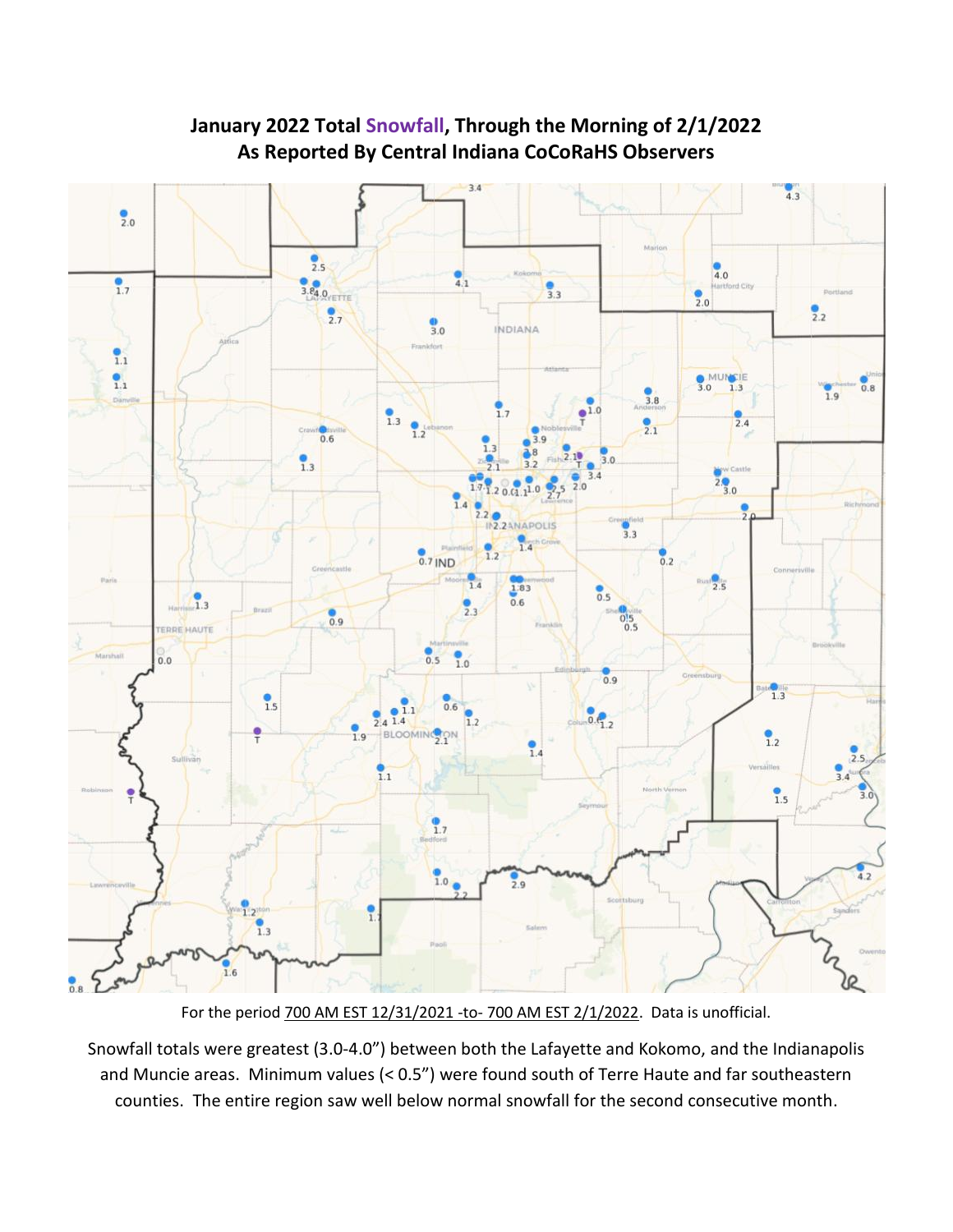# January 2022 Total Snowfall, Through the Morning of 2/1/2022
## As Reported By Central Indiana CoCoRaHS Observers

For the period 700 AM EST 12/31/2021 -to- 700 AM EST 2/1/2022. Data is unofficial.

Snowfall totals were greatest (3.0-4.0") between both the Lafayette and Kokomo, and the Indianapolis and Muncie areas. Minimum values (< 0.5") were found south of Terre Haute and far southeastern counties. The entire region saw well below normal snowfall for the second consecutive month.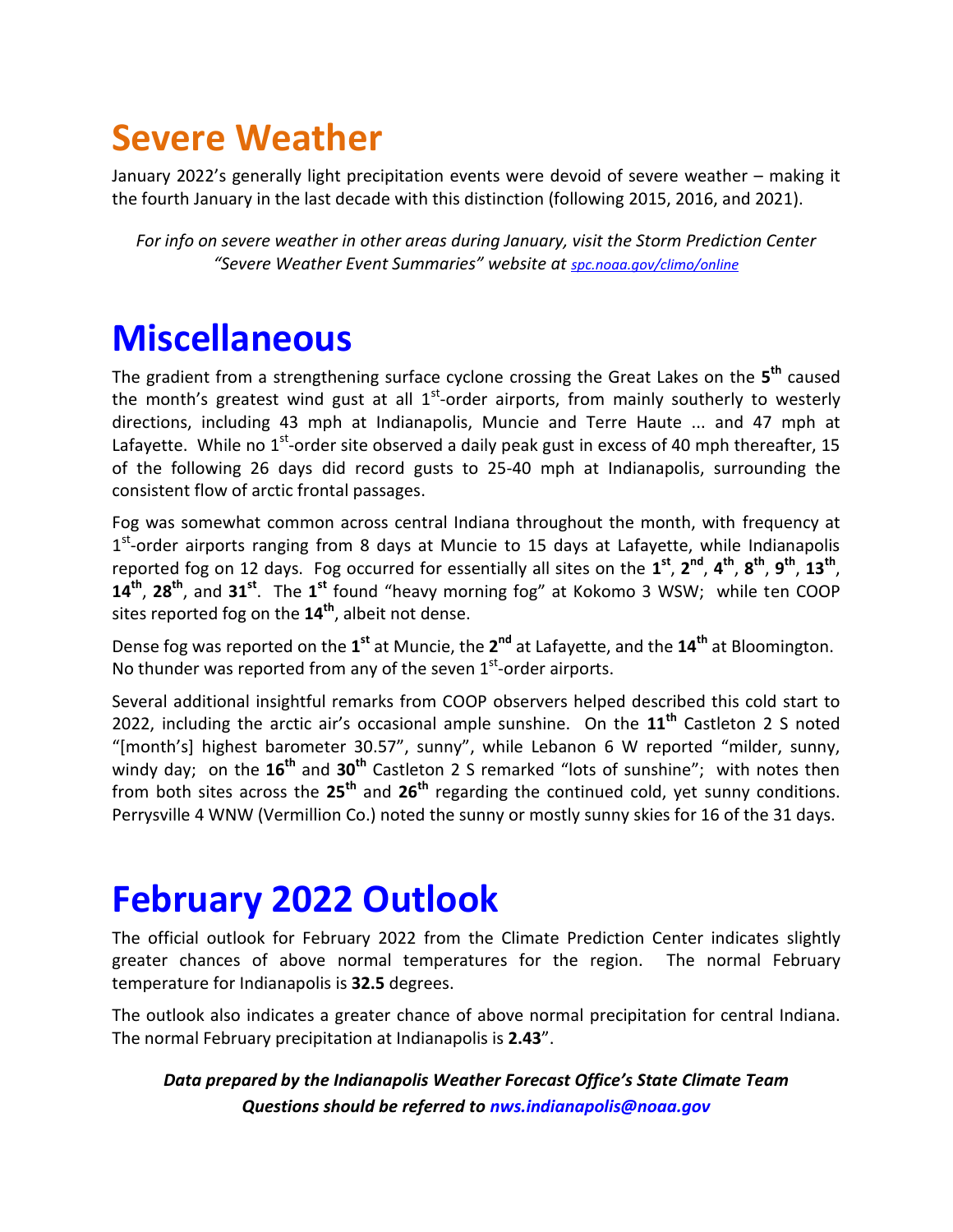# Severe Weather

January 2022's generally light precipitation events were devoid of severe weather – making it the fourth January in the last decade with this distinction (following 2015, 2016, and 2021).

*For info on severe weather in other areas during January, visit the Storm Prediction Center "Severe Weather Event Summaries" website at [spc.noaa.gov/climo/online](spc.noaa.gov/climo/online)*

# Miscellaneous

The gradient from a strengthening surface cyclone crossing the Great Lakes on the **5th** caused the month's greatest wind gust at all 1st-order airports, from mainly southerly to westerly directions, including 43 mph at Indianapolis, Muncie and Terre Haute ... and 47 mph at Lafayette. While no 1st-order site observed a daily peak gust in excess of 40 mph thereafter, 15 of the following 26 days did record gusts to 25-40 mph at Indianapolis, surrounding the consistent flow of arctic frontal passages.

Fog was somewhat common across central Indiana throughout the month, with frequency at 1st-order airports ranging from 8 days at Muncie to 15 days at Lafayette, while Indianapolis reported fog on 12 days. Fog occurred for essentially all sites on the **1st**, **2nd**, **4th**, **8th**, **9th**, **13th**, **14th**, **28th**, and **31st**. The **1st** found "heavy morning fog" at Kokomo 3 WSW; while ten COOP sites reported fog on the **14th**, albeit not dense.

Dense fog was reported on the **1st** at Muncie, the **2nd** at Lafayette, and the **14th** at Bloomington. No thunder was reported from any of the seven 1st-order airports.

Several additional insightful remarks from COOP observers helped described this cold start to 2022, including the arctic air's occasional ample sunshine. On the **11th** Castleton 2 S noted "[month's] highest barometer 30.57", sunny", while Lebanon 6 W reported "milder, sunny, windy day; on the **16th** and **30th** Castleton 2 S remarked "lots of sunshine"; with notes then from both sites across the **25th** and **26th** regarding the continued cold, yet sunny conditions. Perrysville 4 WNW (Vermillion Co.) noted the sunny or mostly sunny skies for 16 of the 31 days.

# February 2022 Outlook

The official outlook for February 2022 from the Climate Prediction Center indicates slightly greater chances of above normal temperatures for the region. The normal February temperature for Indianapolis is **32.5** degrees.

The outlook also indicates a greater chance of above normal precipitation for central Indiana. The normal February precipitation at Indianapolis is **2.43**".

***Data prepared by the Indianapolis Weather Forecast Office's State Climate Team***
***Questions should be referred to nws.indianapolis@noaa.gov***